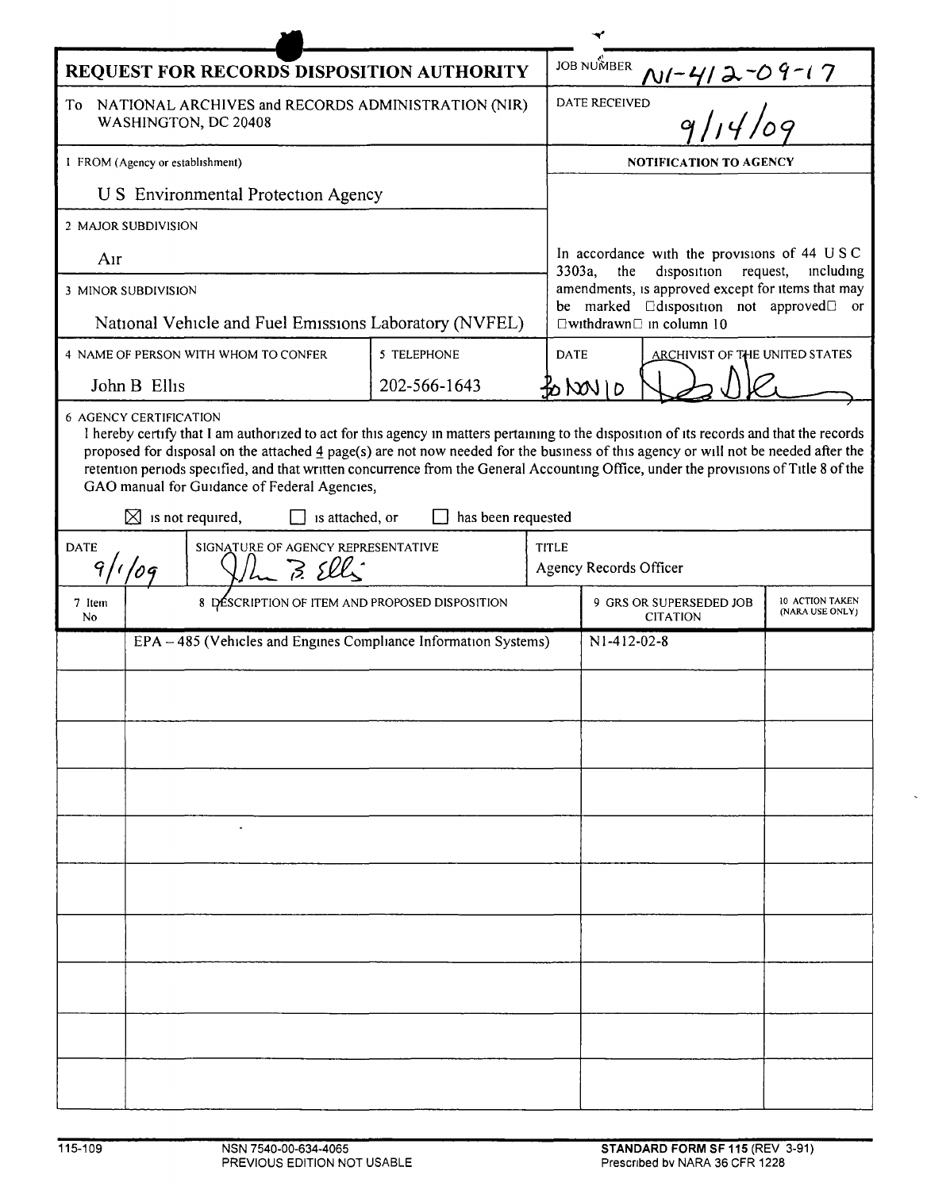# REQUEST FOR RECORDS DISPOSITION AUTHORITY

JOB NUMBER N1-412-09-17

To NATIONAL ARCHIVES and RECORDS ADMINISTRATION (NIR) WASHINGTON, DC 20408

DATE RECEIVED 9/14/09

1 FROM (Agency or establishment)

U S Environmental Protection Agency

2 MAJOR SUBDIVISION

Air

3 MINOR SUBDIVISION

National Vehicle and Fuel Emissions Laboratory (NVFEL)

4 NAME OF PERSON WITH WHOM TO CONFER

John B Ellis

5 TELEPHONE

202-566-1643

**NOTIFICATION TO AGENCY**

In accordance with the provisions of 44 USC 3303a, the disposition request, including amendments, is approved except for items that may be marked "disposition not approved" or "withdrawn" in column 10

DATE 30 NOV 10

ARCHIVIST OF THE UNITED STATES

6 AGENCY CERTIFICATION

I hereby certify that I am authorized to act for this agency in matters pertaining to the disposition of its records and that the records proposed for disposal on the attached 4 page(s) are not now needed for the business of this agency or will not be needed after the retention periods specified, and that written concurrence from the General Accounting Office, under the provisions of Title 8 of the GAO manual for Guidance of Federal Agencies,

☒ is not required, ☐ is attached, or ☐ has been requested

DATE 9/1/09

SIGNATURE OF AGENCY REPRESENTATIVE

TITLE Agency Records Officer

| 7 Item No | 8 DESCRIPTION OF ITEM AND PROPOSED DISPOSITION | 9 GRS OR SUPERSEDED JOB CITATION | 10 ACTION TAKEN (NARA USE ONLY) |
|---|---|---|---|
| | EPA – 485 (Vehicles and Engines Compliance Information Systems) | N1-412-02-8 | |

115-109 NSN 7540-00-634-4065 PREVIOUS EDITION NOT USABLE

STANDARD FORM SF 115 (REV 3-91) Prescribed by NARA 36 CFR 1228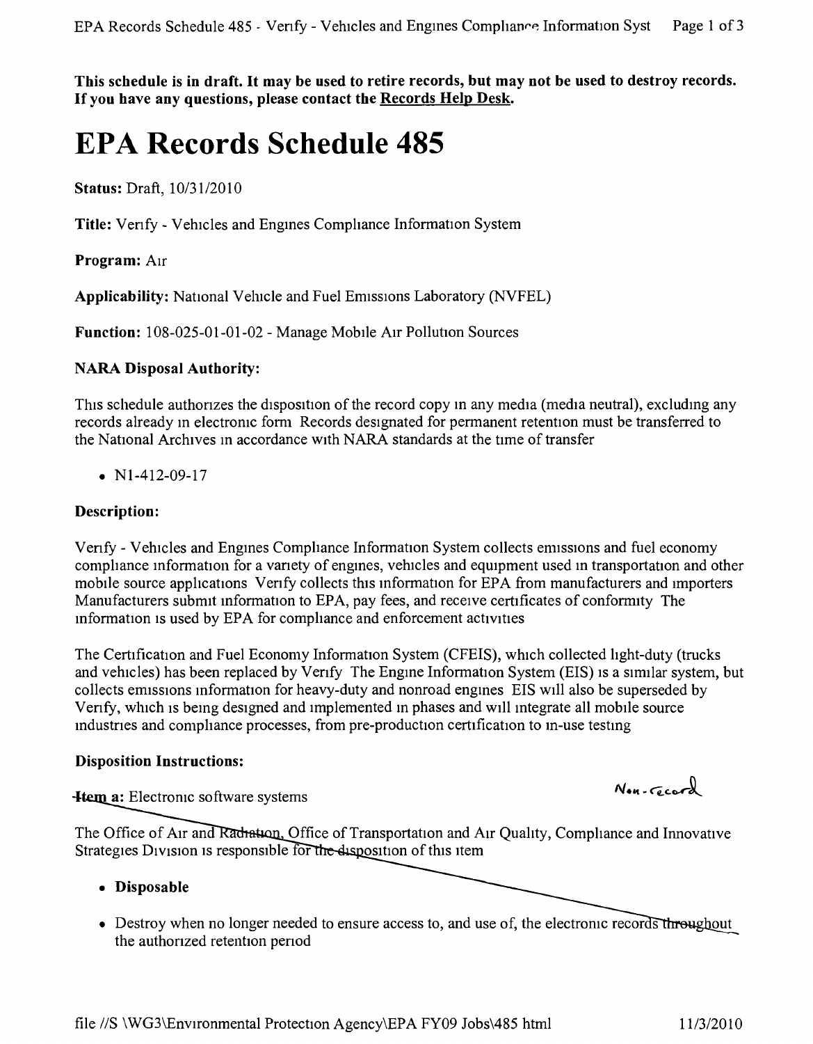**This schedule is in draft. It may be used to retire records, but may not be used to destroy records. If you have any questions, please contact the Records Help Desk.**

# EPA Records Schedule 485

**Status:** Draft, 10/31/2010

**Title:** Verify - Vehicles and Engines Compliance Information System

**Program:** Air

**Applicability:** National Vehicle and Fuel Emissions Laboratory (NVFEL)

**Function:** 108-025-01-01-02 - Manage Mobile Air Pollution Sources

**NARA Disposal Authority:**

This schedule authorizes the disposition of the record copy in any media (media neutral), excluding any records already in electronic form Records designated for permanent retention must be transferred to the National Archives in accordance with NARA standards at the time of transfer

- N1-412-09-17

**Description:**

Verify - Vehicles and Engines Compliance Information System collects emissions and fuel economy compliance information for a variety of engines, vehicles and equipment used in transportation and other mobile source applications Verify collects this information for EPA from manufacturers and importers Manufacturers submit information to EPA, pay fees, and receive certificates of conformity The information is used by EPA for compliance and enforcement activities

The Certification and Fuel Economy Information System (CFEIS), which collected light-duty (trucks and vehicles) has been replaced by Verify The Engine Information System (EIS) is a similar system, but collects emissions information for heavy-duty and nonroad engines EIS will also be superseded by Verify, which is being designed and implemented in phases and will integrate all mobile source industries and compliance processes, from pre-production certification to in-use testing

**Disposition Instructions:**

**Item a:** Electronic software systems

Non-record

The Office of Air and Radiation, Office of Transportation and Air Quality, Compliance and Innovative Strategies Division is responsible for the disposition of this item

- **Disposable**
- Destroy when no longer needed to ensure access to, and use of, the electronic records throughout the authorized retention period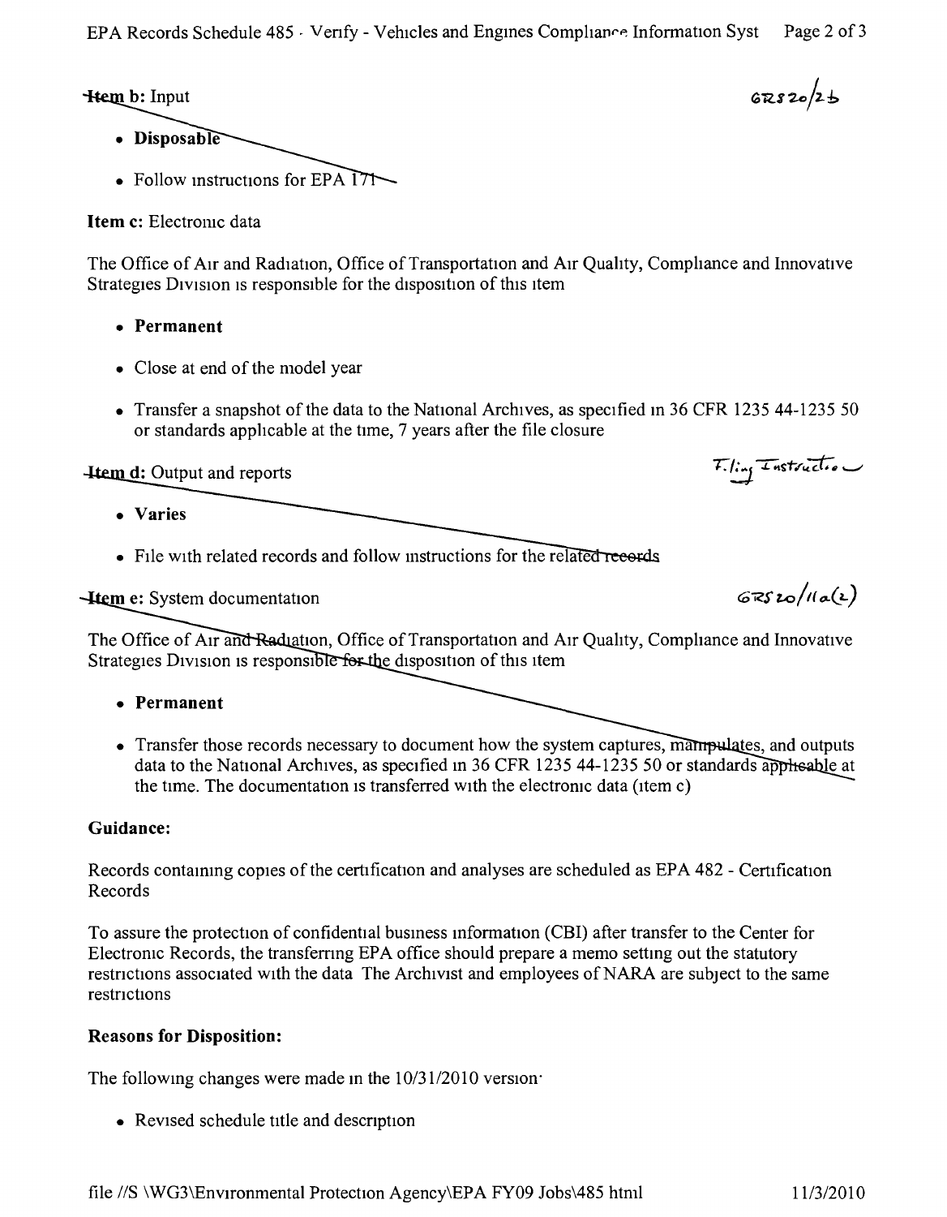**Item b:** Input

GRS 20/2b

- **Disposable**
- Follow instructions for EPA 171

**Item c:** Electronic data

The Office of Air and Radiation, Office of Transportation and Air Quality, Compliance and Innovative Strategies Division is responsible for the disposition of this item

- **Permanent**
- Close at end of the model year
- Transfer a snapshot of the data to the National Archives, as specified in 36 CFR 1235 44-1235 50 or standards applicable at the time, 7 years after the file closure

**Item d:** Output and reports

Filing Instruction

- **Varies**
- File with related records and follow instructions for the related records

**Item e:** System documentation

GRS 20/11a(2)

The Office of Air and Radiation, Office of Transportation and Air Quality, Compliance and Innovative Strategies Division is responsible for the disposition of this item

- **Permanent**
- Transfer those records necessary to document how the system captures, manipulates, and outputs data to the National Archives, as specified in 36 CFR 1235 44-1235 50 or standards applicable at the time. The documentation is transferred with the electronic data (item c)

**Guidance:**

Records containing copies of the certification and analyses are scheduled as EPA 482 - Certification Records

To assure the protection of confidential business information (CBI) after transfer to the Center for Electronic Records, the transferring EPA office should prepare a memo setting out the statutory restrictions associated with the data The Archivist and employees of NARA are subject to the same restrictions

**Reasons for Disposition:**

The following changes were made in the 10/31/2010 version·

- Revised schedule title and description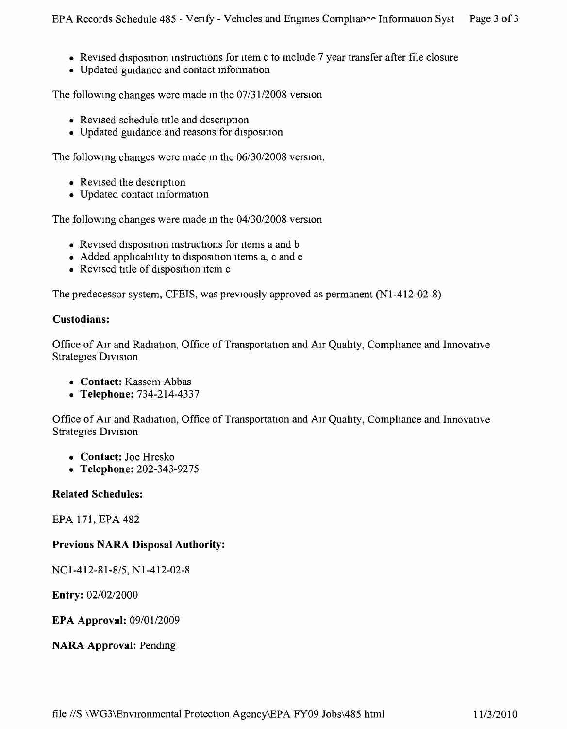- Revised disposition instructions for item c to include 7 year transfer after file closure
- Updated guidance and contact information

The following changes were made in the 07/31/2008 version

- Revised schedule title and description
- Updated guidance and reasons for disposition

The following changes were made in the 06/30/2008 version.

- Revised the description
- Updated contact information

The following changes were made in the 04/30/2008 version

- Revised disposition instructions for items a and b
- Added applicability to disposition items a, c and e
- Revised title of disposition item e

The predecessor system, CFEIS, was previously approved as permanent (N1-412-02-8)

**Custodians:**

Office of Air and Radiation, Office of Transportation and Air Quality, Compliance and Innovative Strategies Division

- **Contact:** Kassem Abbas
- **Telephone:** 734-214-4337

Office of Air and Radiation, Office of Transportation and Air Quality, Compliance and Innovative Strategies Division

- **Contact:** Joe Hresko
- **Telephone:** 202-343-9275

**Related Schedules:**

EPA 171, EPA 482

**Previous NARA Disposal Authority:**

NC1-412-81-8/5, N1-412-02-8

**Entry:** 02/02/2000

**EPA Approval:** 09/01/2009

**NARA Approval:** Pending